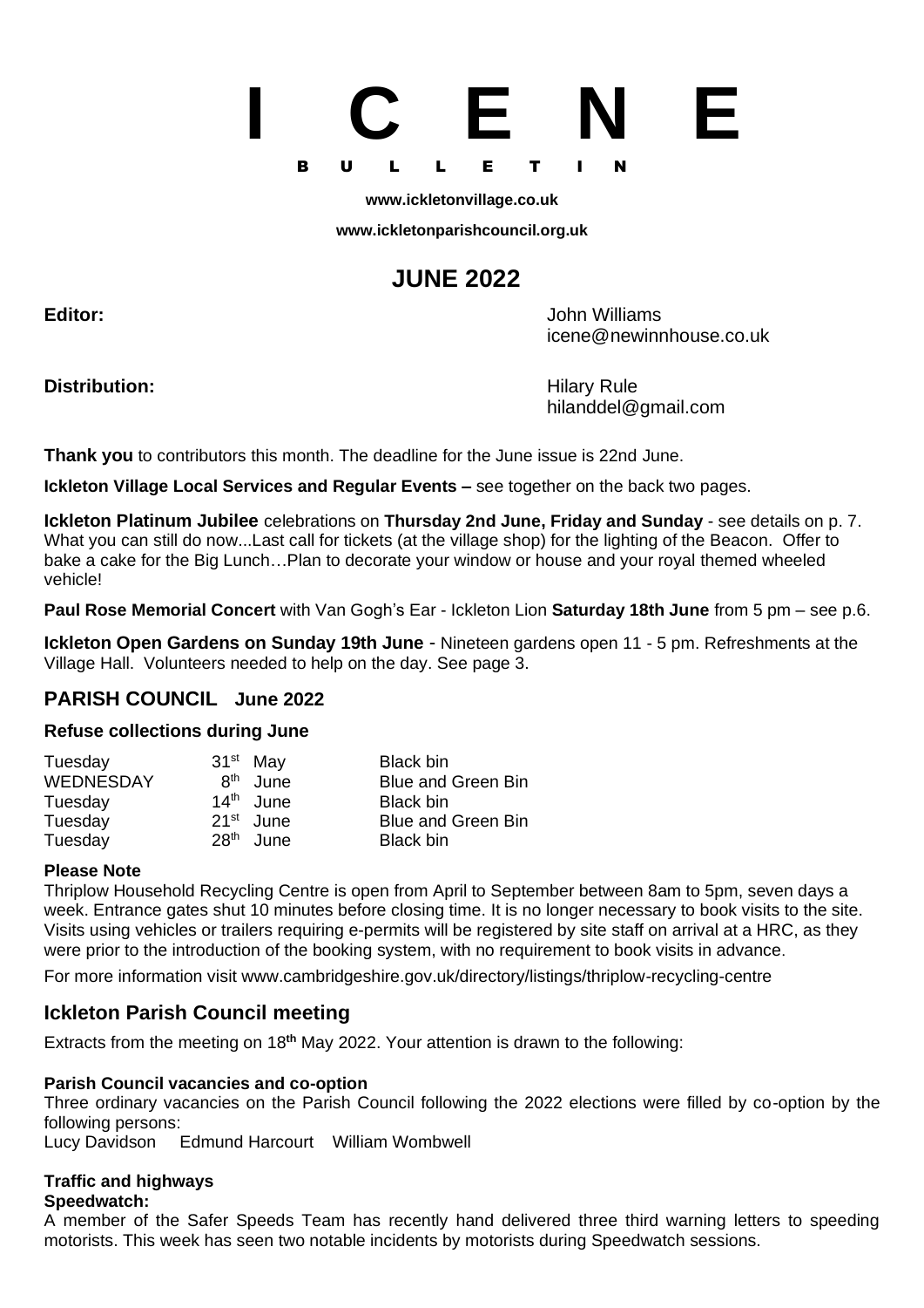# I C E N E

B U L L E T I N

**www.ickletonvillage.co.uk**

**www.ickletonparishcouncil.org.uk**

## JUNE 2022

**Editor:** John Williams
icene@newinnhouse.co.uk

**Distribution:** Hilary Rule
hilanddel@gmail.com

**Thank you** to contributors this month. The deadline for the June issue is 22nd June.

**Ickleton Village Local Services and Regular Events –** see together on the back two pages.

**Ickleton Platinum Jubilee** celebrations on **Thursday 2nd June, Friday and Sunday** - see details on p. 7. What you can still do now...Last call for tickets (at the village shop) for the lighting of the Beacon. Offer to bake a cake for the Big Lunch…Plan to decorate your window or house and your royal themed wheeled vehicle!

**Paul Rose Memorial Concert** with Van Gogh's Ear - Ickleton Lion **Saturday 18th June** from 5 pm – see p.6.

**Ickleton Open Gardens on Sunday 19th June** - Nineteen gardens open 11 - 5 pm. Refreshments at the Village Hall. Volunteers needed to help on the day. See page 3.

## PARISH COUNCIL June 2022

### Refuse collections during June

| | | |
|---|---|---|
| Tuesday | 31st May | Black bin |
| WEDNESDAY | 8th June | Blue and Green Bin |
| Tuesday | 14th June | Black bin |
| Tuesday | 21st June | Blue and Green Bin |
| Tuesday | 28th June | Black bin |

**Please Note**

Thriplow Household Recycling Centre is open from April to September between 8am to 5pm, seven days a week. Entrance gates shut 10 minutes before closing time. It is no longer necessary to book visits to the site. Visits using vehicles or trailers requiring e-permits will be registered by site staff on arrival at a HRC, as they were prior to the introduction of the booking system, with no requirement to book visits in advance.

For more information visit www.cambridgeshire.gov.uk/directory/listings/thriplow-recycling-centre

## Ickleton Parish Council meeting

Extracts from the meeting on 18**th** May 2022. Your attention is drawn to the following:

**Parish Council vacancies and co-option**

Three ordinary vacancies on the Parish Council following the 2022 elections were filled by co-option by the following persons:
Lucy Davidson Edmund Harcourt William Wombwell

**Traffic and highways**

**Speedwatch:**

A member of the Safer Speeds Team has recently hand delivered three third warning letters to speeding motorists. This week has seen two notable incidents by motorists during Speedwatch sessions.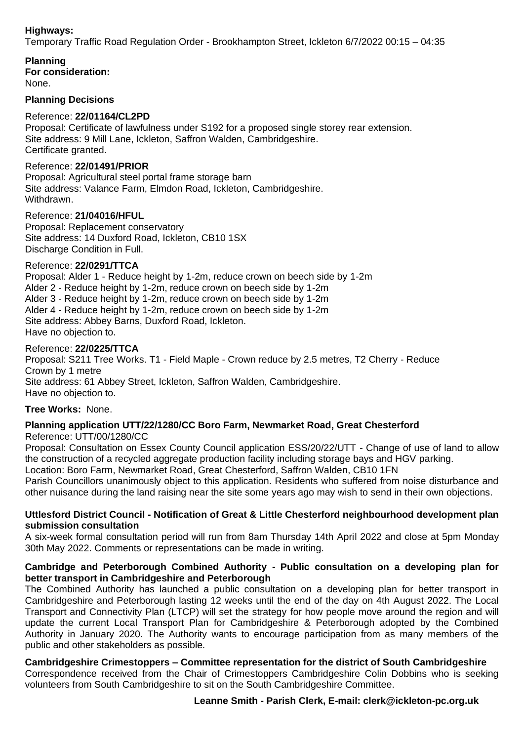**Highways:**
Temporary Traffic Road Regulation Order - Brookhampton Street, Ickleton 6/7/2022 00:15 – 04:35

**Planning**
**For consideration:**
None.

**Planning Decisions**

Reference: **22/01164/CL2PD**
Proposal: Certificate of lawfulness under S192 for a proposed single storey rear extension.
Site address: 9 Mill Lane, Ickleton, Saffron Walden, Cambridgeshire.
Certificate granted.

Reference: **22/01491/PRIOR**
Proposal: Agricultural steel portal frame storage barn
Site address: Valance Farm, Elmdon Road, Ickleton, Cambridgeshire.
Withdrawn.

Reference: **21/04016/HFUL**
Proposal: Replacement conservatory
Site address: 14 Duxford Road, Ickleton, CB10 1SX
Discharge Condition in Full.

Reference: **22/0291/TTCA**
Proposal: Alder 1 - Reduce height by 1-2m, reduce crown on beech side by 1-2m
Alder 2 - Reduce height by 1-2m, reduce crown on beech side by 1-2m
Alder 3 - Reduce height by 1-2m, reduce crown on beech side by 1-2m
Alder 4 - Reduce height by 1-2m, reduce crown on beech side by 1-2m
Site address: Abbey Barns, Duxford Road, Ickleton.
Have no objection to.

Reference: **22/0225/TTCA**
Proposal: S211 Tree Works. T1 - Field Maple - Crown reduce by 2.5 metres, T2 Cherry - Reduce Crown by 1 metre
Site address: 61 Abbey Street, Ickleton, Saffron Walden, Cambridgeshire.
Have no objection to.

**Tree Works:** None.

**Planning application UTT/22/1280/CC Boro Farm, Newmarket Road, Great Chesterford**
Reference: UTT/00/1280/CC
Proposal: Consultation on Essex County Council application ESS/20/22/UTT - Change of use of land to allow the construction of a recycled aggregate production facility including storage bays and HGV parking.
Location: Boro Farm, Newmarket Road, Great Chesterford, Saffron Walden, CB10 1FN
Parish Councillors unanimously object to this application. Residents who suffered from noise disturbance and other nuisance during the land raising near the site some years ago may wish to send in their own objections.

**Uttlesford District Council - Notification of Great & Little Chesterford neighbourhood development plan submission consultation**
A six-week formal consultation period will run from 8am Thursday 14th April 2022 and close at 5pm Monday 30th May 2022. Comments or representations can be made in writing.

**Cambridge and Peterborough Combined Authority - Public consultation on a developing plan for better transport in Cambridgeshire and Peterborough**
The Combined Authority has launched a public consultation on a developing plan for better transport in Cambridgeshire and Peterborough lasting 12 weeks until the end of the day on 4th August 2022. The Local Transport and Connectivity Plan (LTCP) will set the strategy for how people move around the region and will update the current Local Transport Plan for Cambridgeshire & Peterborough adopted by the Combined Authority in January 2020. The Authority wants to encourage participation from as many members of the public and other stakeholders as possible.

**Cambridgeshire Crimestoppers – Committee representation for the district of South Cambridgeshire**
Correspondence received from the Chair of Crimestoppers Cambridgeshire Colin Dobbins who is seeking volunteers from South Cambridgeshire to sit on the South Cambridgeshire Committee.

**Leanne Smith - Parish Clerk, E-mail: clerk@ickleton-pc.org.uk**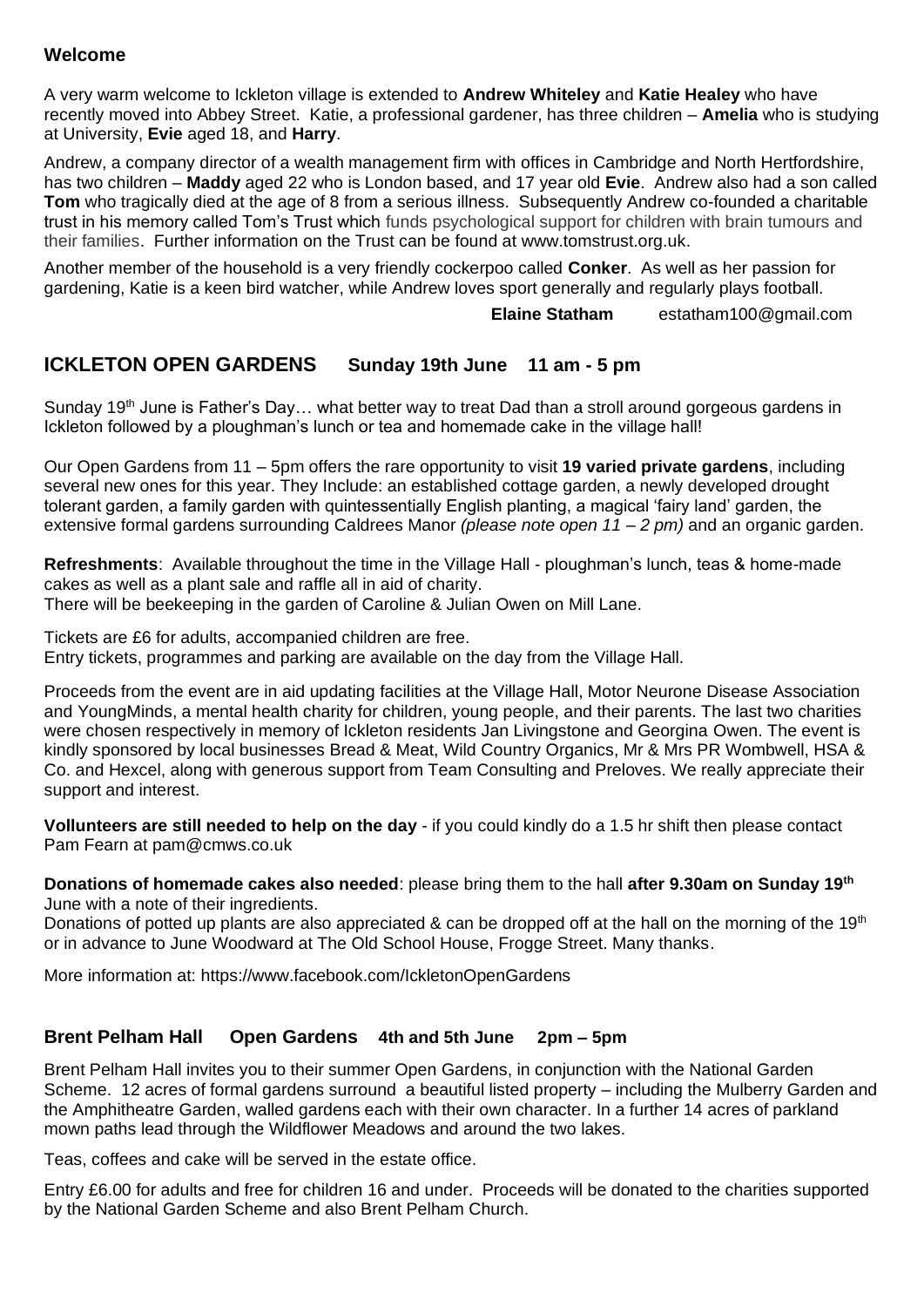## Welcome

A very warm welcome to Ickleton village is extended to **Andrew Whiteley** and **Katie Healey** who have recently moved into Abbey Street. Katie, a professional gardener, has three children – **Amelia** who is studying at University, **Evie** aged 18, and **Harry**.

Andrew, a company director of a wealth management firm with offices in Cambridge and North Hertfordshire, has two children – **Maddy** aged 22 who is London based, and 17 year old **Evie**. Andrew also had a son called **Tom** who tragically died at the age of 8 from a serious illness. Subsequently Andrew co-founded a charitable trust in his memory called Tom's Trust which funds psychological support for children with brain tumours and their families. Further information on the Trust can be found at www.tomstrust.org.uk.

Another member of the household is a very friendly cockerpoo called **Conker**. As well as her passion for gardening, Katie is a keen bird watcher, while Andrew loves sport generally and regularly plays football.

**Elaine Statham** estatham100@gmail.com

## ICKLETON OPEN GARDENS Sunday 19th June 11 am - 5 pm

Sunday 19th June is Father's Day… what better way to treat Dad than a stroll around gorgeous gardens in Ickleton followed by a ploughman's lunch or tea and homemade cake in the village hall!

Our Open Gardens from 11 – 5pm offers the rare opportunity to visit **19 varied private gardens**, including several new ones for this year. They Include: an established cottage garden, a newly developed drought tolerant garden, a family garden with quintessentially English planting, a magical 'fairy land' garden, the extensive formal gardens surrounding Caldrees Manor *(please note open 11 – 2 pm)* and an organic garden.

**Refreshments**: Available throughout the time in the Village Hall - ploughman's lunch, teas & home-made cakes as well as a plant sale and raffle all in aid of charity.
There will be beekeeping in the garden of Caroline & Julian Owen on Mill Lane.

Tickets are £6 for adults, accompanied children are free.
Entry tickets, programmes and parking are available on the day from the Village Hall.

Proceeds from the event are in aid updating facilities at the Village Hall, Motor Neurone Disease Association and YoungMinds, a mental health charity for children, young people, and their parents. The last two charities were chosen respectively in memory of Ickleton residents Jan Livingstone and Georgina Owen. The event is kindly sponsored by local businesses Bread & Meat, Wild Country Organics, Mr & Mrs PR Wombwell, HSA & Co. and Hexcel, along with generous support from Team Consulting and Preloves. We really appreciate their support and interest.

**Vollunteers are still needed to help on the day** - if you could kindly do a 1.5 hr shift then please contact Pam Fearn at pam@cmws.co.uk

**Donations of homemade cakes also needed**: please bring them to the hall **after 9.30am on Sunday 19th** June with a note of their ingredients.
Donations of potted up plants are also appreciated & can be dropped off at the hall on the morning of the 19th or in advance to June Woodward at The Old School House, Frogge Street. Many thanks.

More information at: https://www.facebook.com/IckletonOpenGardens

## Brent Pelham Hall Open Gardens 4th and 5th June 2pm – 5pm

Brent Pelham Hall invites you to their summer Open Gardens, in conjunction with the National Garden Scheme. 12 acres of formal gardens surround a beautiful listed property – including the Mulberry Garden and the Amphitheatre Garden, walled gardens each with their own character. In a further 14 acres of parkland mown paths lead through the Wildflower Meadows and around the two lakes.

Teas, coffees and cake will be served in the estate office.

Entry £6.00 for adults and free for children 16 and under. Proceeds will be donated to the charities supported by the National Garden Scheme and also Brent Pelham Church.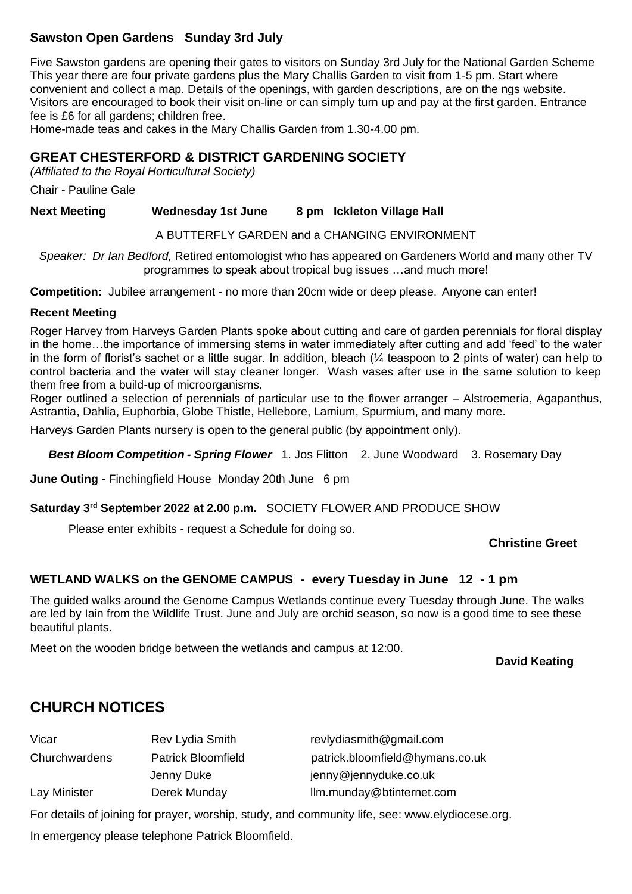### Sawston Open Gardens Sunday 3rd July

Five Sawston gardens are opening their gates to visitors on Sunday 3rd July for the National Garden Scheme This year there are four private gardens plus the Mary Challis Garden to visit from 1-5 pm. Start where convenient and collect a map. Details of the openings, with garden descriptions, are on the ngs website. Visitors are encouraged to book their visit on-line or can simply turn up and pay at the first garden. Entrance fee is £6 for all gardens; children free.

Home-made teas and cakes in the Mary Challis Garden from 1.30-4.00 pm.

## GREAT CHESTERFORD & DISTRICT GARDENING SOCIETY

*(Affiliated to the Royal Horticultural Society)*

Chair - Pauline Gale

**Next Meeting Wednesday 1st June 8 pm Ickleton Village Hall**

A BUTTERFLY GARDEN and a CHANGING ENVIRONMENT

*Speaker: Dr Ian Bedford,* Retired entomologist who has appeared on Gardeners World and many other TV programmes to speak about tropical bug issues …and much more!

**Competition:** Jubilee arrangement - no more than 20cm wide or deep please. Anyone can enter!

**Recent Meeting**

Roger Harvey from Harveys Garden Plants spoke about cutting and care of garden perennials for floral display in the home…the importance of immersing stems in water immediately after cutting and add 'feed' to the water in the form of florist's sachet or a little sugar. In addition, bleach (¼ teaspoon to 2 pints of water) can help to control bacteria and the water will stay cleaner longer. Wash vases after use in the same solution to keep them free from a build-up of microorganisms.

Roger outlined a selection of perennials of particular use to the flower arranger – Alstroemeria, Agapanthus, Astrantia, Dahlia, Euphorbia, Globe Thistle, Hellebore, Lamium, Spurmium, and many more.

Harveys Garden Plants nursery is open to the general public (by appointment only).

***Best Bloom Competition - Spring Flower*** 1. Jos Flitton 2. June Woodward 3. Rosemary Day

**June Outing** - Finchingfield House Monday 20th June 6 pm

**Saturday 3rd September 2022 at 2.00 p.m.** SOCIETY FLOWER AND PRODUCE SHOW

Please enter exhibits - request a Schedule for doing so.

**Christine Greet**

### WETLAND WALKS on the GENOME CAMPUS - every Tuesday in June 12 - 1 pm

The guided walks around the Genome Campus Wetlands continue every Tuesday through June. The walks are led by Iain from the Wildlife Trust. June and July are orchid season, so now is a good time to see these beautiful plants.

Meet on the wooden bridge between the wetlands and campus at 12:00.

**David Keating**

## CHURCH NOTICES

| | | |
|---|---|---|
| Vicar | Rev Lydia Smith | revlydiasmith@gmail.com |
| Churchwardens | Patrick Bloomfield | patrick.bloomfield@hymans.co.uk |
| | Jenny Duke | jenny@jennyduke.co.uk |
| Lay Minister | Derek Munday | llm.munday@btinternet.com |

For details of joining for prayer, worship, study, and community life, see: www.elydiocese.org.

In emergency please telephone Patrick Bloomfield.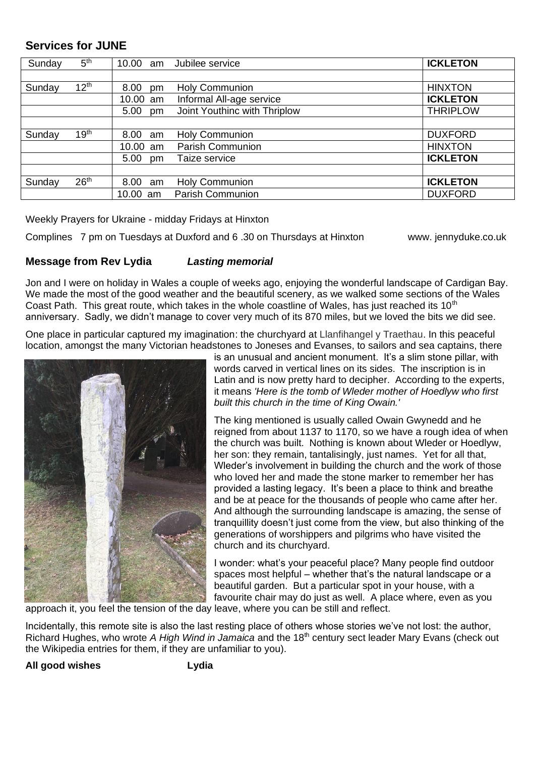## Services for JUNE

| | | | | |
|---|---|---|---|---|
| Sunday | 5th | 10.00 am | Jubilee service | **ICKLETON** |
| | | | | |
| Sunday | 12th | 8.00 pm | Holy Communion | HINXTON |
| | | 10.00 am | Informal All-age service | **ICKLETON** |
| | | 5.00 pm | Joint Youthinc with Thriplow | THRIPLOW |
| | | | | |
| Sunday | 19th | 8.00 am | Holy Communion | DUXFORD |
| | | 10.00 am | Parish Communion | HINXTON |
| | | 5.00 pm | Taize service | **ICKLETON** |
| | | | | |
| Sunday | 26th | 8.00 am | Holy Communion | **ICKLETON** |
| | | 10.00 am | Parish Communion | DUXFORD |

Weekly Prayers for Ukraine - midday Fridays at Hinxton

Complines 7 pm on Tuesdays at Duxford and 6 .30 on Thursdays at Hinxton www. jennyduke.co.uk

### Message from Rev Lydia *Lasting memorial*

Jon and I were on holiday in Wales a couple of weeks ago, enjoying the wonderful landscape of Cardigan Bay. We made the most of the good weather and the beautiful scenery, as we walked some sections of the Wales Coast Path. This great route, which takes in the whole coastline of Wales, has just reached its 10th anniversary. Sadly, we didn't manage to cover very much of its 870 miles, but we loved the bits we did see.

One place in particular captured my imagination: the churchyard at Llanfihangel y Traethau. In this peaceful location, amongst the many Victorian headstones to Joneses and Evanses, to sailors and sea captains, there is an unusual and ancient monument. It's a slim stone pillar, with words carved in vertical lines on its sides. The inscription is in Latin and is now pretty hard to decipher. According to the experts, it means *'Here is the tomb of Wleder mother of Hoedlyw who first built this church in the time of King Owain.'*

The king mentioned is usually called Owain Gwynedd and he reigned from about 1137 to 1170, so we have a rough idea of when the church was built. Nothing is known about Wleder or Hoedlyw, her son: they remain, tantalisingly, just names. Yet for all that, Wleder's involvement in building the church and the work of those who loved her and made the stone marker to remember her has provided a lasting legacy. It's been a place to think and breathe and be at peace for the thousands of people who came after her. And although the surrounding landscape is amazing, the sense of tranquillity doesn't just come from the view, but also thinking of the generations of worshippers and pilgrims who have visited the church and its churchyard.

I wonder: what's your peaceful place? Many people find outdoor spaces most helpful – whether that's the natural landscape or a beautiful garden. But a particular spot in your house, with a favourite chair may do just as well. A place where, even as you approach it, you feel the tension of the day leave, where you can be still and reflect.

Incidentally, this remote site is also the last resting place of others whose stories we've not lost: the author, Richard Hughes, who wrote *A High Wind in Jamaica* and the 18th century sect leader Mary Evans (check out the Wikipedia entries for them, if they are unfamiliar to you).

**All good wishes** **Lydia**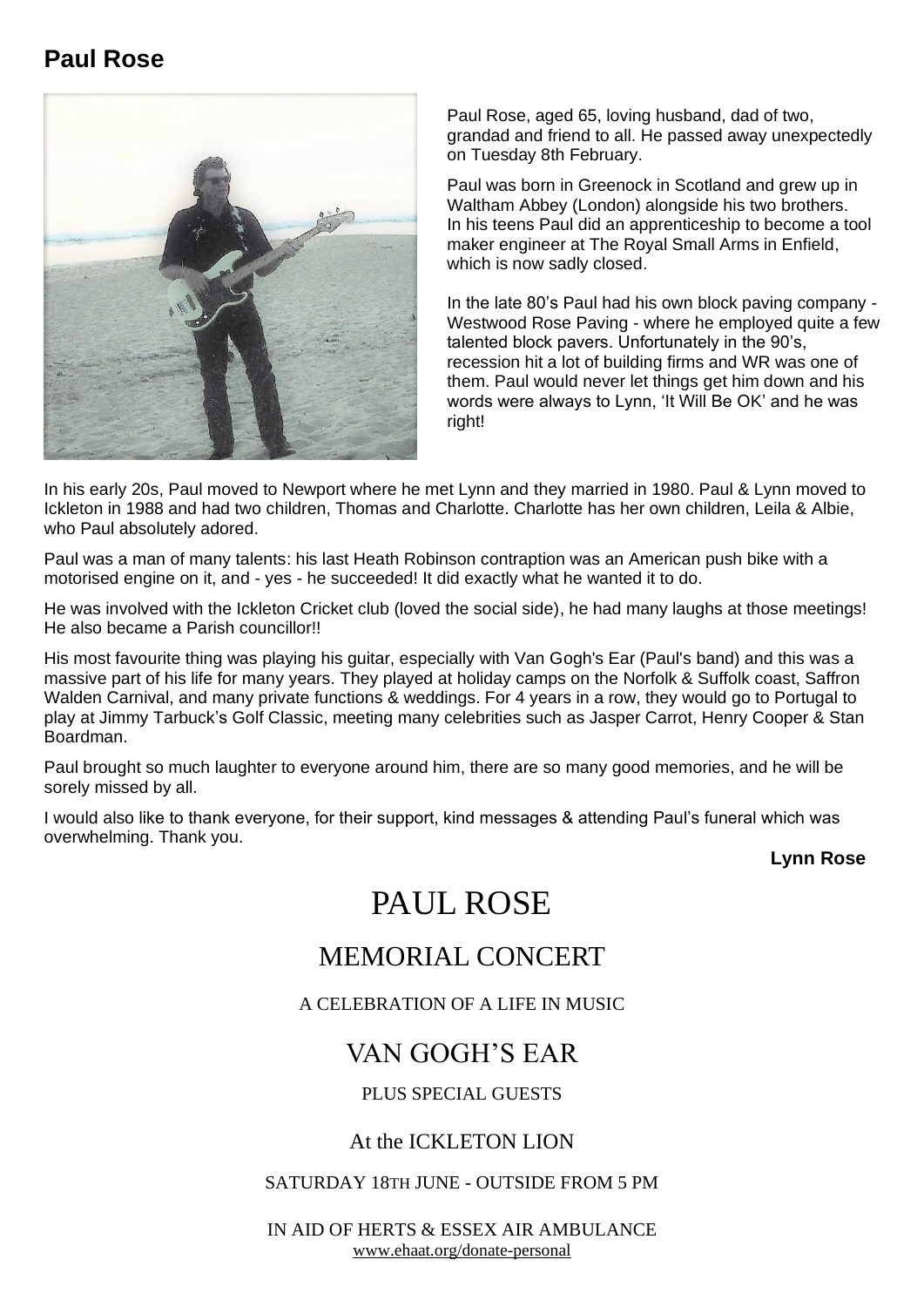## Paul Rose

Paul Rose, aged 65, loving husband, dad of two, grandad and friend to all. He passed away unexpectedly on Tuesday 8th February.

Paul was born in Greenock in Scotland and grew up in Waltham Abbey (London) alongside his two brothers. In his teens Paul did an apprenticeship to become a tool maker engineer at The Royal Small Arms in Enfield, which is now sadly closed.

In the late 80's Paul had his own block paving company - Westwood Rose Paving - where he employed quite a few talented block pavers. Unfortunately in the 90's, recession hit a lot of building firms and WR was one of them. Paul would never let things get him down and his words were always to Lynn, 'It Will Be OK' and he was right!

In his early 20s, Paul moved to Newport where he met Lynn and they married in 1980. Paul & Lynn moved to Ickleton in 1988 and had two children, Thomas and Charlotte. Charlotte has her own children, Leila & Albie, who Paul absolutely adored.

Paul was a man of many talents: his last Heath Robinson contraption was an American push bike with a motorised engine on it, and - yes - he succeeded! It did exactly what he wanted it to do.

He was involved with the Ickleton Cricket club (loved the social side), he had many laughs at those meetings! He also became a Parish councillor!!

His most favourite thing was playing his guitar, especially with Van Gogh's Ear (Paul's band) and this was a massive part of his life for many years. They played at holiday camps on the Norfolk & Suffolk coast, Saffron Walden Carnival, and many private functions & weddings. For 4 years in a row, they would go to Portugal to play at Jimmy Tarbuck's Golf Classic, meeting many celebrities such as Jasper Carrot, Henry Cooper & Stan Boardman.

Paul brought so much laughter to everyone around him, there are so many good memories, and he will be sorely missed by all.

I would also like to thank everyone, for their support, kind messages & attending Paul's funeral which was overwhelming. Thank you.

**Lynn Rose**

# PAUL ROSE

## MEMORIAL CONCERT

A CELEBRATION OF A LIFE IN MUSIC

## VAN GOGH'S EAR

PLUS SPECIAL GUESTS

### At the ICKLETON LION

SATURDAY 18TH JUNE - OUTSIDE FROM 5 PM

IN AID OF HERTS & ESSEX AIR AMBULANCE
www.ehaat.org/donate-personal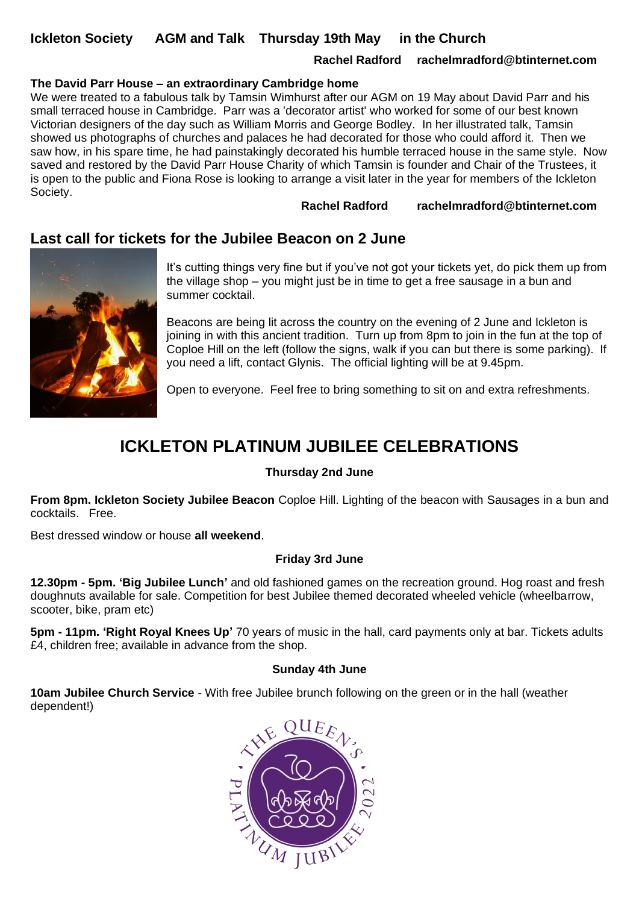**Ickleton Society AGM and Talk Thursday 19th May in the Church**

**Rachel Radford rachelmradford@btinternet.com**

**The David Parr House – an extraordinary Cambridge home**

We were treated to a fabulous talk by Tamsin Wimhurst after our AGM on 19 May about David Parr and his small terraced house in Cambridge. Parr was a 'decorator artist' who worked for some of our best known Victorian designers of the day such as William Morris and George Bodley. In her illustrated talk, Tamsin showed us photographs of churches and palaces he had decorated for those who could afford it. Then we saw how, in his spare time, he had painstakingly decorated his humble terraced house in the same style. Now saved and restored by the David Parr House Charity of which Tamsin is founder and Chair of the Trustees, it is open to the public and Fiona Rose is looking to arrange a visit later in the year for members of the Ickleton Society.

**Rachel Radford rachelmradford@btinternet.com**

## Last call for tickets for the Jubilee Beacon on 2 June

It's cutting things very fine but if you've not got your tickets yet, do pick them up from the village shop – you might just be in time to get a free sausage in a bun and summer cocktail.

Beacons are being lit across the country on the evening of 2 June and Ickleton is joining in with this ancient tradition. Turn up from 8pm to join in the fun at the top of Coploe Hill on the left (follow the signs, walk if you can but there is some parking). If you need a lift, contact Glynis. The official lighting will be at 9.45pm.

Open to everyone. Feel free to bring something to sit on and extra refreshments.

# ICKLETON PLATINUM JUBILEE CELEBRATIONS

**Thursday 2nd June**

**From 8pm. Ickleton Society Jubilee Beacon** Coploe Hill. Lighting of the beacon with Sausages in a bun and cocktails. Free.

Best dressed window or house **all weekend**.

**Friday 3rd June**

**12.30pm - 5pm. 'Big Jubilee Lunch'** and old fashioned games on the recreation ground. Hog roast and fresh doughnuts available for sale. Competition for best Jubilee themed decorated wheeled vehicle (wheelbarrow, scooter, bike, pram etc)

**5pm - 11pm. 'Right Royal Knees Up'** 70 years of music in the hall, card payments only at bar. Tickets adults £4, children free; available in advance from the shop.

**Sunday 4th June**

**10am Jubilee Church Service** - With free Jubilee brunch following on the green or in the hall (weather dependent!)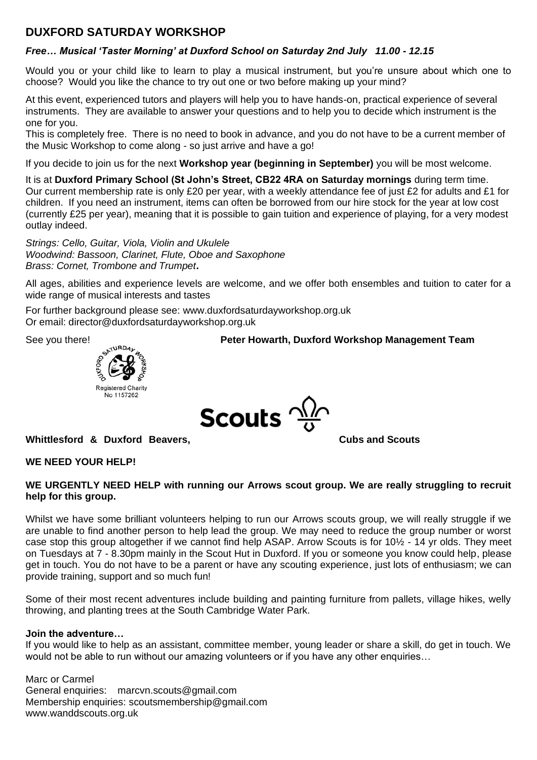## DUXFORD SATURDAY WORKSHOP

***Free… Musical 'Taster Morning' at Duxford School on Saturday 2nd July 11.00 - 12.15***

Would you or your child like to learn to play a musical instrument, but you're unsure about which one to choose? Would you like the chance to try out one or two before making up your mind?

At this event, experienced tutors and players will help you to have hands-on, practical experience of several instruments. They are available to answer your questions and to help you to decide which instrument is the one for you.

This is completely free. There is no need to book in advance, and you do not have to be a current member of the Music Workshop to come along - so just arrive and have a go!

If you decide to join us for the next **Workshop year (beginning in September)** you will be most welcome.

It is at **Duxford Primary School (St John's Street, CB22 4RA on Saturday mornings** during term time. Our current membership rate is only £20 per year, with a weekly attendance fee of just £2 for adults and £1 for children. If you need an instrument, items can often be borrowed from our hire stock for the year at low cost (currently £25 per year), meaning that it is possible to gain tuition and experience of playing, for a very modest outlay indeed.

*Strings: Cello, Guitar, Viola, Violin and Ukulele*
*Woodwind: Bassoon, Clarinet, Flute, Oboe and Saxophone*
*Brass: Cornet, Trombone and Trumpet***.**

All ages, abilities and experience levels are welcome, and we offer both ensembles and tuition to cater for a wide range of musical interests and tastes

For further background please see: www.duxfordsaturdayworkshop.org.uk
Or email: director@duxfordsaturdayworkshop.org.uk

See you there! **Peter Howarth, Duxford Workshop Management Team**

Registered Charity No 1157262

Scouts

**Whittlesford & Duxford Beavers, Cubs and Scouts**

**WE NEED YOUR HELP!**

**WE URGENTLY NEED HELP with running our Arrows scout group. We are really struggling to recruit help for this group.**

Whilst we have some brilliant volunteers helping to run our Arrows scouts group, we will really struggle if we are unable to find another person to help lead the group. We may need to reduce the group number or worst case stop this group altogether if we cannot find help ASAP. Arrow Scouts is for 10½ - 14 yr olds. They meet on Tuesdays at 7 - 8.30pm mainly in the Scout Hut in Duxford. If you or someone you know could help, please get in touch. You do not have to be a parent or have any scouting experience, just lots of enthusiasm; we can provide training, support and so much fun!

Some of their most recent adventures include building and painting furniture from pallets, village hikes, welly throwing, and planting trees at the South Cambridge Water Park.

**Join the adventure…**
If you would like to help as an assistant, committee member, young leader or share a skill, do get in touch. We would not be able to run without our amazing volunteers or if you have any other enquiries…

Marc or Carmel
General enquiries: marcvn.scouts@gmail.com
Membership enquiries: scoutsmembership@gmail.com
www.wanddscouts.org.uk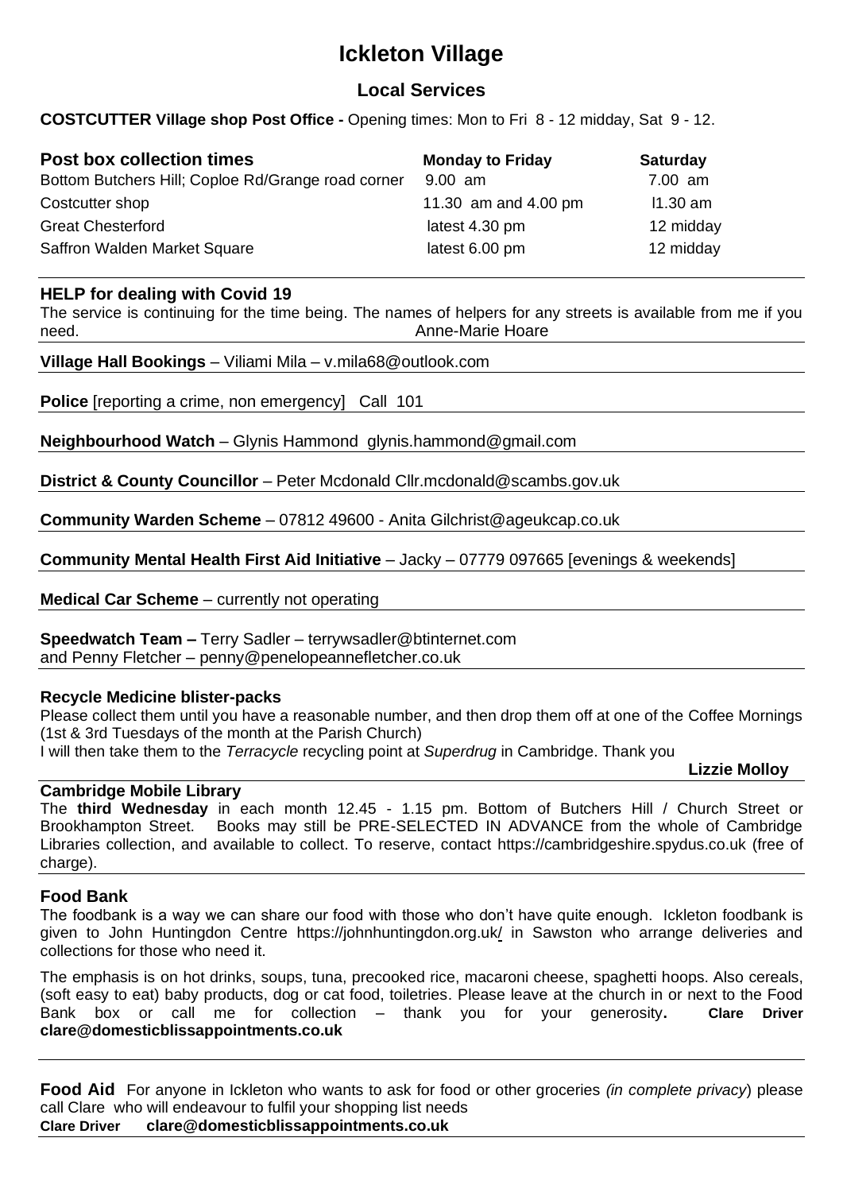# Ickleton Village

## Local Services

**COSTCUTTER Village shop Post Office -** Opening times: Mon to Fri 8 - 12 midday, Sat 9 - 12.

| **Post box collection times** | **Monday to Friday** | **Saturday** |
|---|---|---|
| Bottom Butchers Hill; Coploe Rd/Grange road corner | 9.00 am | 7.00 am |
| Costcutter shop | 11.30 am and 4.00 pm | l1.30 am |
| Great Chesterford | latest 4.30 pm | 12 midday |
| Saffron Walden Market Square | latest 6.00 pm | 12 midday |

**HELP for dealing with Covid 19**

The service is continuing for the time being. The names of helpers for any streets is available from me if you need. Anne-Marie Hoare

**Village Hall Bookings** – Viliami Mila – v.mila68@outlook.com

**Police** [reporting a crime, non emergency] Call 101

**Neighbourhood Watch** – Glynis Hammond glynis.hammond@gmail.com

**District & County Councillor** – Peter Mcdonald Cllr.mcdonald@scambs.gov.uk

**Community Warden Scheme** – 07812 49600 - Anita Gilchrist@ageukcap.co.uk

**Community Mental Health First Aid Initiative** – Jacky – 07779 097665 [evenings & weekends]

**Medical Car Scheme** – currently not operating

**Speedwatch Team –** Terry Sadler – terrywsadler@btinternet.com
and Penny Fletcher – penny@penelopeannefletcher.co.uk

**Recycle Medicine blister-packs**

Please collect them until you have a reasonable number, and then drop them off at one of the Coffee Mornings (1st & 3rd Tuesdays of the month at the Parish Church)
I will then take them to the *Terracycle* recycling point at *Superdrug* in Cambridge. Thank you

**Lizzie Molloy**

**Cambridge Mobile Library**

The **third Wednesday** in each month 12.45 - 1.15 pm. Bottom of Butchers Hill / Church Street or Brookhampton Street. Books may still be PRE-SELECTED IN ADVANCE from the whole of Cambridge Libraries collection, and available to collect. To reserve, contact https://cambridgeshire.spydus.co.uk (free of charge).

**Food Bank**

The foodbank is a way we can share our food with those who don't have quite enough. Ickleton foodbank is given to John Huntingdon Centre https://johnhuntingdon.org.uk/ in Sawston who arrange deliveries and collections for those who need it.

The emphasis is on hot drinks, soups, tuna, precooked rice, macaroni cheese, spaghetti hoops. Also cereals, (soft easy to eat) baby products, dog or cat food, toiletries. Please leave at the church in or next to the Food Bank box or call me for collection – thank you for your generosity**.** **Clare Driver clare@domesticblissappointments.co.uk**

**Food Aid** For anyone in Ickleton who wants to ask for food or other groceries *(in complete privacy*) please call Clare who will endeavour to fulfil your shopping list needs
**Clare Driver clare@domesticblissappointments.co.uk**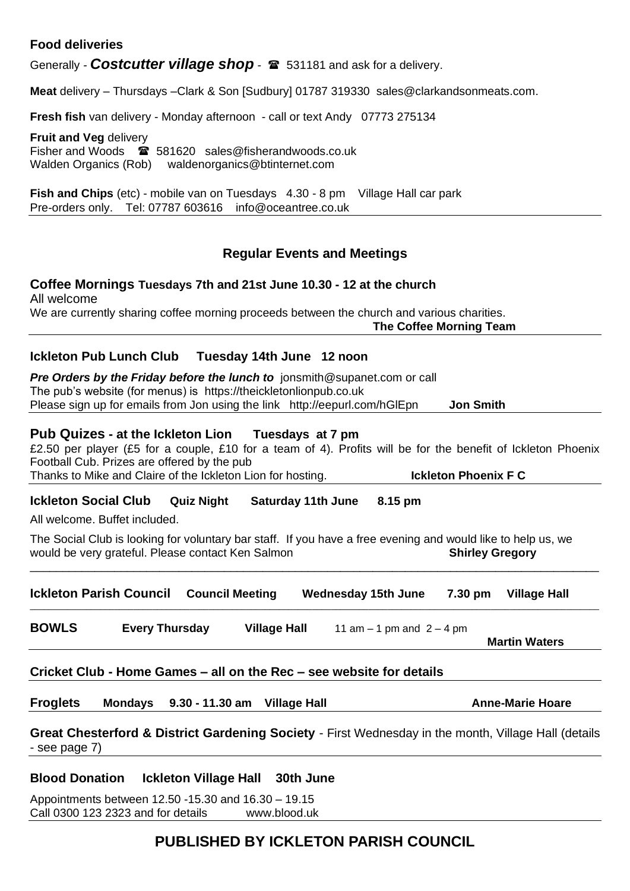**Food deliveries**

Generally - ***Costcutter village shop*** - ☎ 531181 and ask for a delivery.

**Meat** delivery – Thursdays –Clark & Son [Sudbury] 01787 319330 sales@clarkandsonmeats.com.

**Fresh fish** van delivery - Monday afternoon - call or text Andy 07773 275134

**Fruit and Veg** delivery
Fisher and Woods ☎ 581620 sales@fisherandwoods.co.uk
Walden Organics (Rob) waldenorganics@btinternet.com

**Fish and Chips** (etc) - mobile van on Tuesdays 4.30 - 8 pm Village Hall car park
Pre-orders only. Tel: 07787 603616 info@oceantree.co.uk

---

## Regular Events and Meetings

**Coffee Mornings Tuesdays 7th and 21st June 10.30 - 12 at the church**
All welcome
We are currently sharing coffee morning proceeds between the church and various charities.
**The Coffee Morning Team**

---

**Ickleton Pub Lunch Club Tuesday 14th June 12 noon**

***Pre Orders by the Friday before the lunch to*** jonsmith@supanet.com or call
The pub's website (for menus) is https://theickletonlionpub.co.uk
Please sign up for emails from Jon using the link http://eepurl.com/hGlEpn **Jon Smith**

---

**Pub Quizes - at the Ickleton Lion Tuesdays at 7 pm**
£2.50 per player (£5 for a couple, £10 for a team of 4). Profits will be for the benefit of Ickleton Phoenix Football Cub. Prizes are offered by the pub
Thanks to Mike and Claire of the Ickleton Lion for hosting. **Ickleton Phoenix F C**

---

**Ickleton Social Club Quiz Night Saturday 11th June 8.15 pm**

All welcome. Buffet included.

The Social Club is looking for voluntary bar staff. If you have a free evening and would like to help us, we would be very grateful. Please contact Ken Salmon **Shirley Gregory**

---

**Ickleton Parish Council Council Meeting Wednesday 15th June 7.30 pm Village Hall**

---

**BOWLS Every Thursday Village Hall** 11 am – 1 pm and 2 – 4 pm **Martin Waters**

---

**Cricket Club - Home Games – all on the Rec – see website for details**

---

**Froglets Mondays 9.30 - 11.30 am Village Hall** **Anne-Marie Hoare**

---

**Great Chesterford & District Gardening Society** - First Wednesday in the month, Village Hall (details - see page 7)

---

**Blood Donation Ickleton Village Hall 30th June**

Appointments between 12.50 -15.30 and 16.30 – 19.15
Call 0300 123 2323 and for details www.blood.uk

---

**PUBLISHED BY ICKLETON PARISH COUNCIL**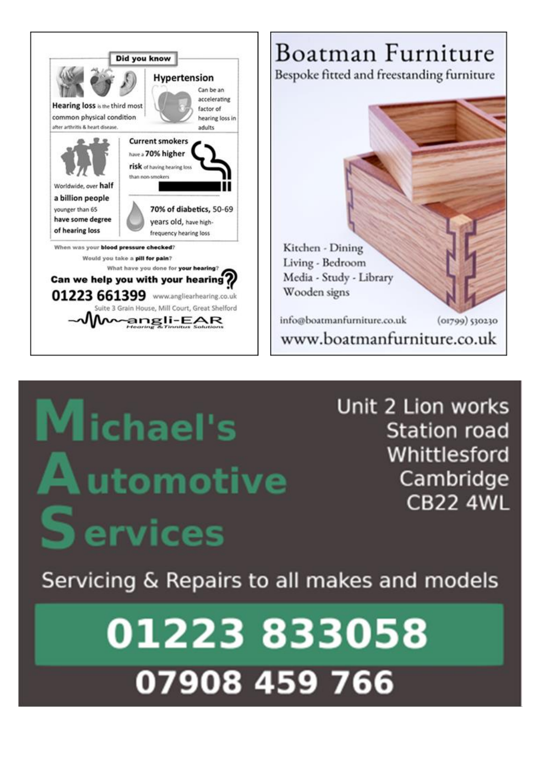**Did you know**

**Hearing loss** is the third most common physical condition after arthritis & heart disease.

**Hypertension**

Can be an accelerating factor of hearing loss in adults

**Current smokers** have a **70% higher risk** of having hearing loss than non-smokers

Worldwide, over **half a billion people** younger than 65 **have some degree of hearing loss**

**70% of diabetics,** 50-69 years old, have high-frequency hearing loss

When was your **blood pressure checked**?

Would you take a **pill for pain**?

What have you done for **your hearing**?

**Can we help you with your hearing?**

**01223 661399** www.angliearhearing.co.uk

Suite 3 Grain House, Mill Court, Great Shelford

angli-EAR

Hearing & Tinnitus Solutions

# Boatman Furniture

Bespoke fitted and freestanding furniture

Kitchen - Dining
Living - Bedroom
Media - Study - Library
Wooden signs

info@boatmanfurniture.co.uk (01799) 530230

www.boatmanfurniture.co.uk

# Michael's Automotive Services

Unit 2 Lion works
Station road
Whittlesford
Cambridge
CB22 4WL

Servicing & Repairs to all makes and models

**01223 833058**

**07908 459 766**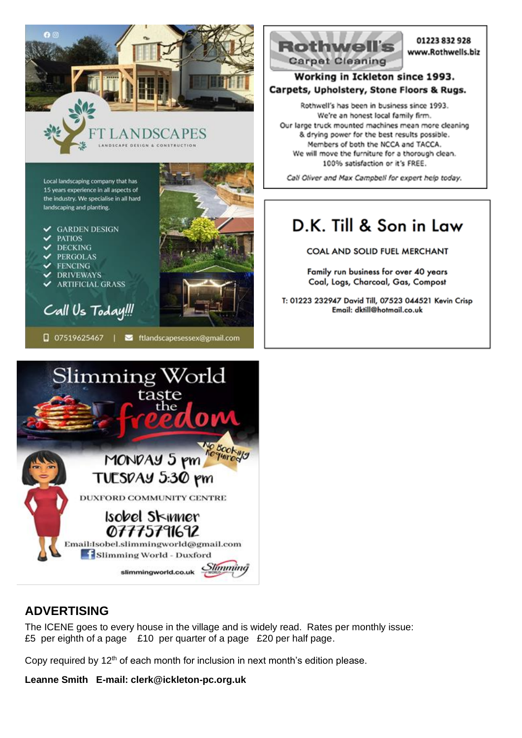FT LANDSCAPES

LANDSCAPE DESIGN & CONSTRUCTION

Local landscaping company that has 15 years experience in all aspects of the industry. We specialise in all hard landscaping and planting.

- GARDEN DESIGN
- PATIOS
- DECKING
- PERGOLAS
- FENCING
- DRIVEWAYS
- ARTIFICIAL GRASS

Call Us Today!!!

07519625467 | ftlandscapesessex@gmail.com

Rothwell's Carpet Cleaning

01223 832 928
www.Rothwells.biz

**Working in Ickleton since 1993.**
**Carpets, Upholstery, Stone Floors & Rugs.**

Rothwell's has been in business since 1993.
We're an honest local family firm.
Our large truck mounted machines mean more cleaning & drying power for the best results possible.
Members of both the NCCA and TACCA.
We will move the furniture for a thorough clean.
100% satisfaction or it's FREE.

*Call Oliver and Max Campbell for expert help today.*

D.K. Till & Son in Law

COAL AND SOLID FUEL MERCHANT

Family run business for over 40 years
Coal, Logs, Charcoal, Gas, Compost

T: 01223 232947 David Till, 07523 044521 Kevin Crisp
Email: dktill@hotmail.co.uk

Slimming World
taste the freedom

No Booking Required

MONDAY 5 pm
TUESDAY 5:30 pm

DUXFORD COMMUNITY CENTRE

Isobel Skinner
07775791692
Email:Isobel.slimmingworld@gmail.com
Slimming World - Duxford
slimmingworld.co.uk

## ADVERTISING

The ICENE goes to every house in the village and is widely read. Rates per monthly issue:
£5 per eighth of a page £10 per quarter of a page £20 per half page.

Copy required by 12th of each month for inclusion in next month's edition please.

**Leanne Smith E-mail: clerk@ickleton-pc.org.uk**